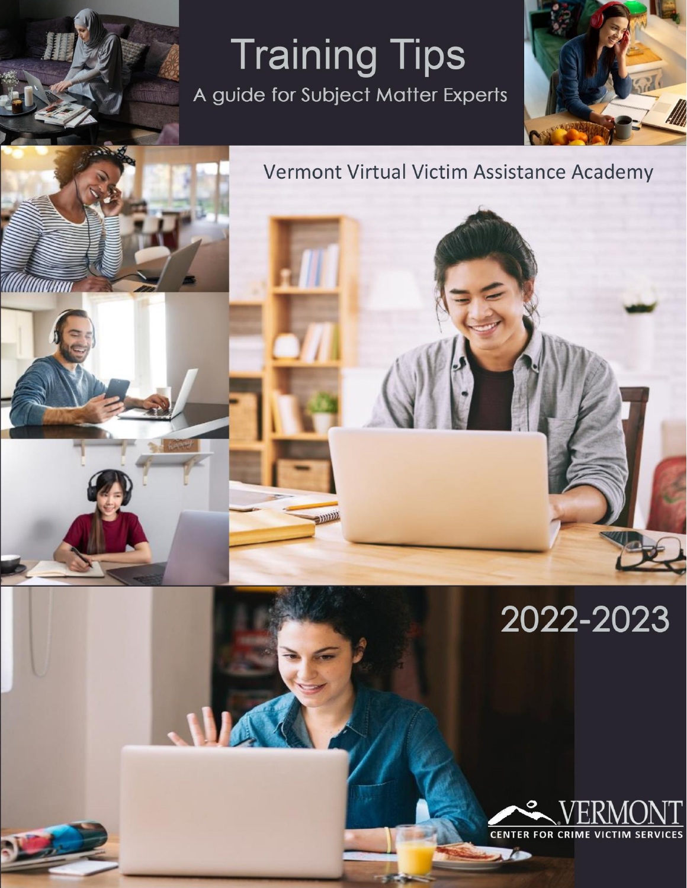# Training Tips

A guide for Subject Matter Experts

Vermont Virtual Victim Assistance Academy

2022-2023

VERMONT
CENTER FOR CRIME VICTIM SERVICES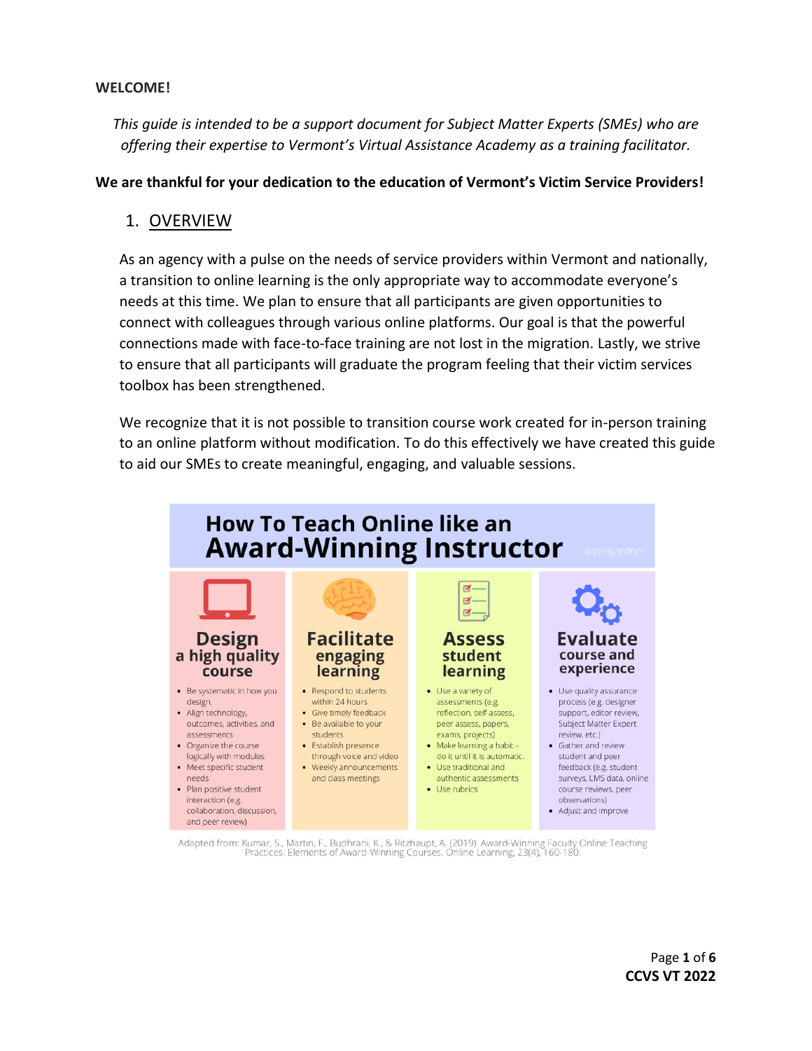**WELCOME!**

*This guide is intended to be a support document for Subject Matter Experts (SMEs) who are offering their expertise to Vermont's Virtual Assistance Academy as a training facilitator.*

**We are thankful for your dedication to the education of Vermont's Victim Service Providers!**

## 1. OVERVIEW

As an agency with a pulse on the needs of service providers within Vermont and nationally, a transition to online learning is the only appropriate way to accommodate everyone's needs at this time. We plan to ensure that all participants are given opportunities to connect with colleagues through various online platforms. Our goal is that the powerful connections made with face-to-face training are not lost in the migration. Lastly, we strive to ensure that all participants will graduate the program feeling that their victim services toolbox has been strengthened.

We recognize that it is not possible to transition course work created for in-person training to an online platform without modification. To do this effectively we have created this guide to aid our SMEs to create meaningful, engaging, and valuable sessions.

### How To Teach Online like an Award-Winning Instructor

@joelgardner

**Design a high quality course**

- Be systematic in how you design.
- Align technology, outcomes, activities, and assessments
- Organize the course logically with modules
- Meet specific student needs
- Plan positive student interaction (e.g. collaboration, discussion, and peer review)

**Facilitate engaging learning**

- Respond to students within 24 hours
- Give timely feedback
- Be available to your students
- Establish presence through voice and video
- Weekly announcements and class meetings

**Assess student learning**

- Use a variety of assessments (e.g. reflection, self-assess, peer assess, papers, exams, projects)
- Make learning a habit - do it until it is automatic.
- Use traditional and authentic assessments
- Use rubrics

**Evaluate course and experience**

- Use quality assurance process (e.g. designer support, editor review, Subject Matter Expert review, etc.)
- Gather and review student and peer feedback (e.g. student surveys, LMS data, online course reviews, peer observations)
- Adjust and improve

Adapted from: Kumar, S., Martin, F., Budhrani, K., & Ritzhaupt, A. (2019). Award-Winning Faculty Online Teaching Practices: Elements of Award-Winning Courses. Online Learning, 23(4), 160-180.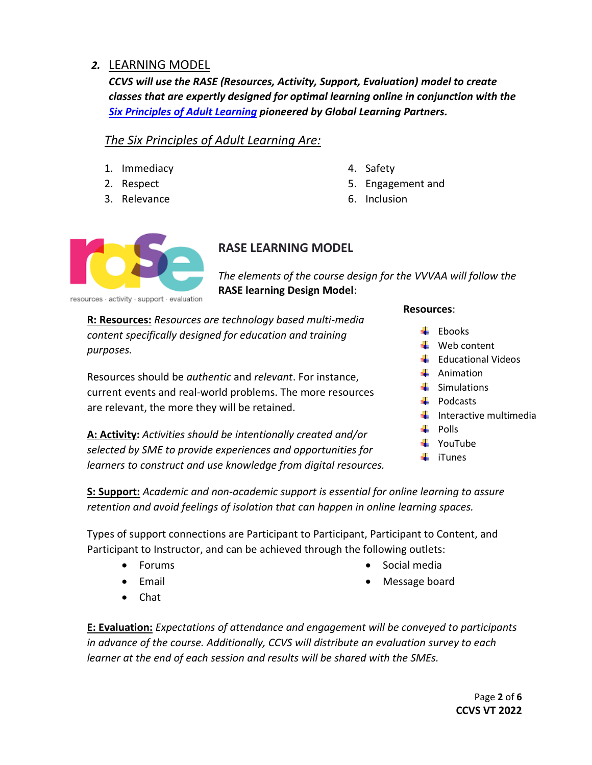## 2. LEARNING MODEL

***CCVS will use the RASE (Resources, Activity, Support, Evaluation) model to create classes that are expertly designed for optimal learning online in conjunction with the [Six Principles of Adult Learning](#) pioneered by Global Learning Partners.***

### *The Six Principles of Adult Learning Are:*

1. Immediacy
2. Respect
3. Relevance
4. Safety
5. Engagement and
6. Inclusion

resources · activity · support · evaluation

### RASE LEARNING MODEL

*The elements of the course design for the VVVAA will follow the* **RASE learning Design Model**:

**R: Resources:** *Resources are technology based multi-media content specifically designed for education and training purposes.*

Resources should be *authentic* and *relevant*. For instance, current events and real-world problems. The more resources are relevant, the more they will be retained.

**Resources**:

- Ebooks
- Web content
- Educational Videos
- Animation
- Simulations
- Podcasts
- Interactive multimedia
- Polls
- YouTube
- iTunes

**A: Activity:** *Activities should be intentionally created and/or selected by SME to provide experiences and opportunities for learners to construct and use knowledge from digital resources.*

**S: Support:** *Academic and non-academic support is essential for online learning to assure retention and avoid feelings of isolation that can happen in online learning spaces.*

Types of support connections are Participant to Participant, Participant to Content, and Participant to Instructor, and can be achieved through the following outlets:

- Forums
- Email
- Chat
- Social media
- Message board

**E: Evaluation:** *Expectations of attendance and engagement will be conveyed to participants in advance of the course. Additionally, CCVS will distribute an evaluation survey to each learner at the end of each session and results will be shared with the SMEs.*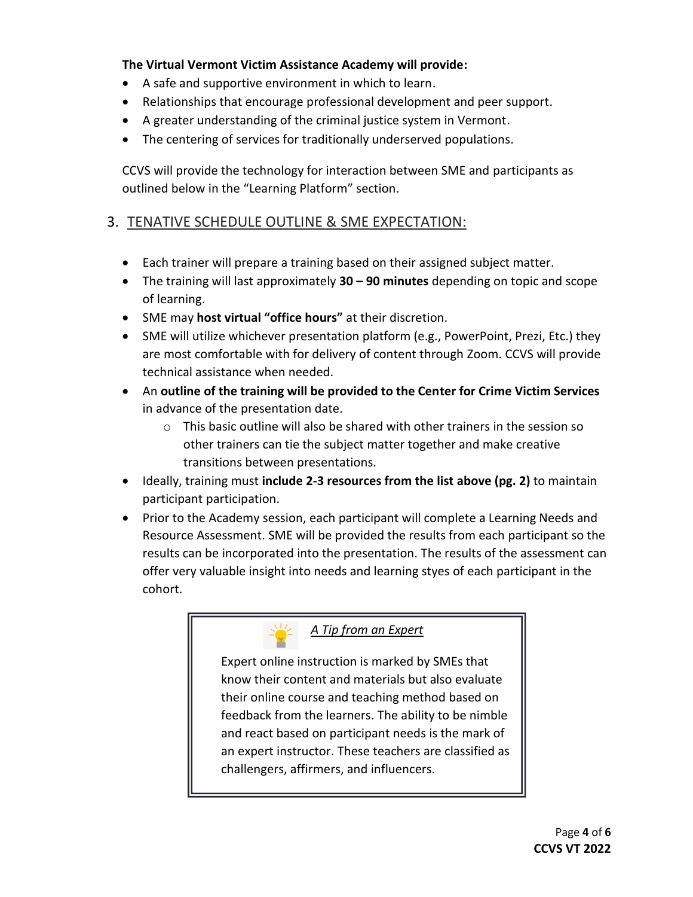**The Virtual Vermont Victim Assistance Academy will provide:**

- A safe and supportive environment in which to learn.
- Relationships that encourage professional development and peer support.
- A greater understanding of the criminal justice system in Vermont.
- The centering of services for traditionally underserved populations.

CCVS will provide the technology for interaction between SME and participants as outlined below in the "Learning Platform" section.

## 3. TENATIVE SCHEDULE OUTLINE & SME EXPECTATION:

- Each trainer will prepare a training based on their assigned subject matter.
- The training will last approximately **30 – 90 minutes** depending on topic and scope of learning.
- SME may **host virtual "office hours"** at their discretion.
- SME will utilize whichever presentation platform (e.g., PowerPoint, Prezi, Etc.) they are most comfortable with for delivery of content through Zoom. CCVS will provide technical assistance when needed.
- An **outline of the training will be provided to the Center for Crime Victim Services** in advance of the presentation date.
  - This basic outline will also be shared with other trainers in the session so other trainers can tie the subject matter together and make creative transitions between presentations.
- Ideally, training must **include 2-3 resources from the list above (pg. 2)** to maintain participant participation.
- Prior to the Academy session, each participant will complete a Learning Needs and Resource Assessment. SME will be provided the results from each participant so the results can be incorporated into the presentation. The results of the assessment can offer very valuable insight into needs and learning styes of each participant in the cohort.

> *A Tip from an Expert*
>
> Expert online instruction is marked by SMEs that know their content and materials but also evaluate their online course and teaching method based on feedback from the learners. The ability to be nimble and react based on participant needs is the mark of an expert instructor. These teachers are classified as challengers, affirmers, and influencers.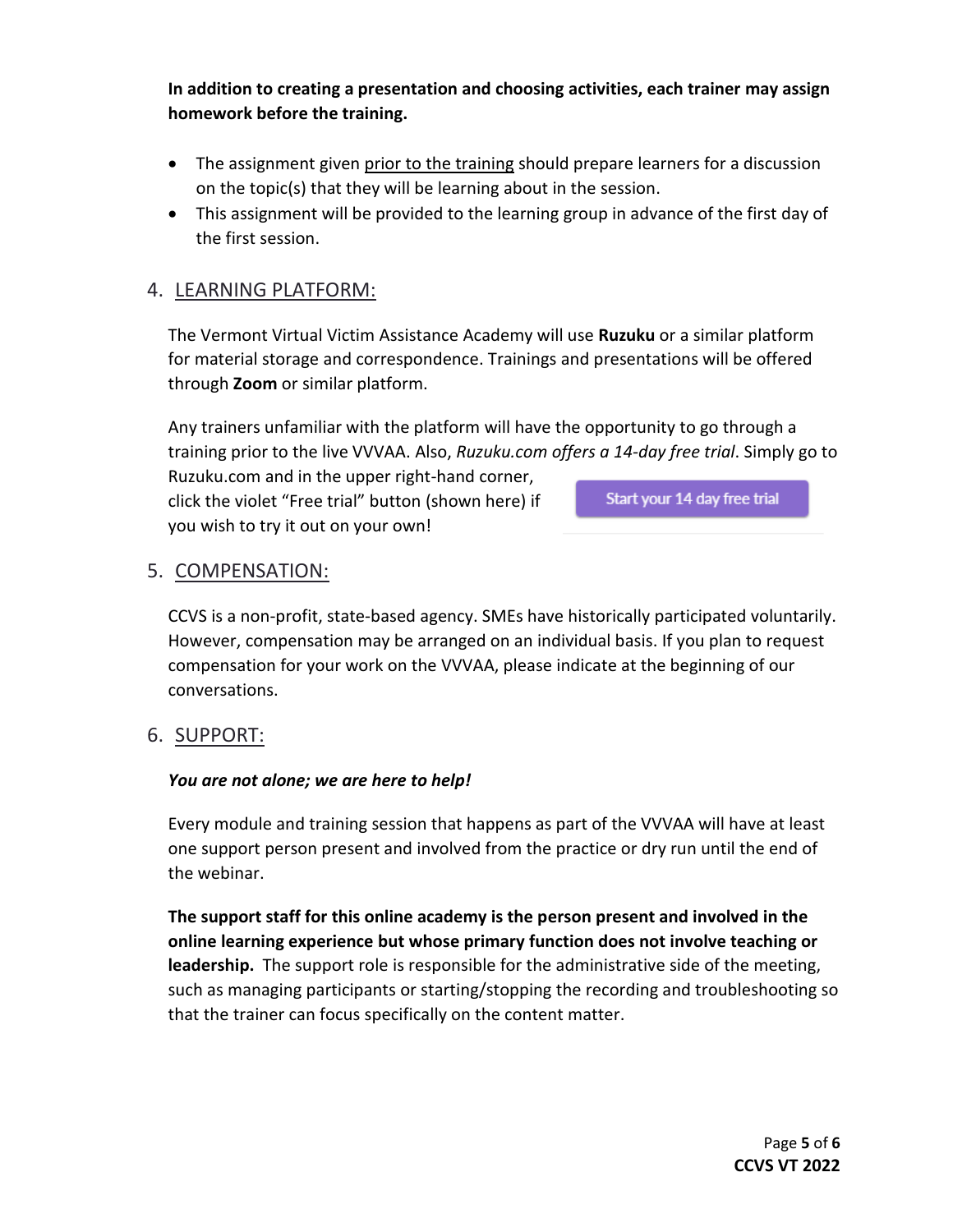**In addition to creating a presentation and choosing activities, each trainer may assign homework before the training.**

- The assignment given prior to the training should prepare learners for a discussion on the topic(s) that they will be learning about in the session.
- This assignment will be provided to the learning group in advance of the first day of the first session.

## 4. LEARNING PLATFORM:

The Vermont Virtual Victim Assistance Academy will use **Ruzuku** or a similar platform for material storage and correspondence. Trainings and presentations will be offered through **Zoom** or similar platform.

Any trainers unfamiliar with the platform will have the opportunity to go through a training prior to the live VVVAA. Also, *Ruzuku.com offers a 14-day free trial*. Simply go to Ruzuku.com and in the upper right-hand corner, click the violet "Free trial" button (shown here) if you wish to try it out on your own!

Start your 14 day free trial

## 5. COMPENSATION:

CCVS is a non-profit, state-based agency. SMEs have historically participated voluntarily. However, compensation may be arranged on an individual basis. If you plan to request compensation for your work on the VVVAA, please indicate at the beginning of our conversations.

## 6. SUPPORT:

***You are not alone; we are here to help!***

Every module and training session that happens as part of the VVVAA will have at least one support person present and involved from the practice or dry run until the end of the webinar.

**The support staff for this online academy is the person present and involved in the online learning experience but whose primary function does not involve teaching or leadership.** The support role is responsible for the administrative side of the meeting, such as managing participants or starting/stopping the recording and troubleshooting so that the trainer can focus specifically on the content matter.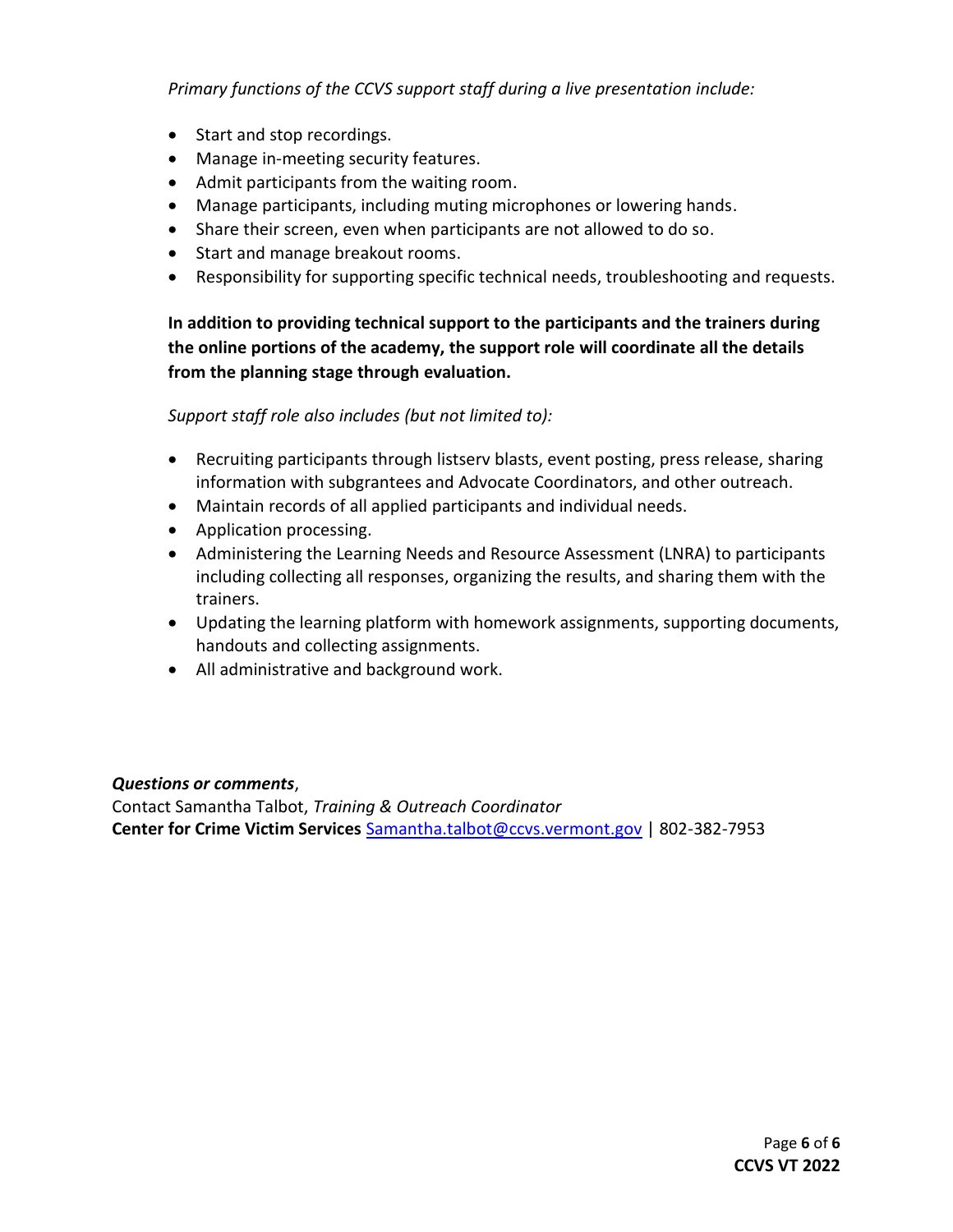*Primary functions of the CCVS support staff during a live presentation include:*

- Start and stop recordings.
- Manage in-meeting security features.
- Admit participants from the waiting room.
- Manage participants, including muting microphones or lowering hands.
- Share their screen, even when participants are not allowed to do so.
- Start and manage breakout rooms.
- Responsibility for supporting specific technical needs, troubleshooting and requests.

**In addition to providing technical support to the participants and the trainers during the online portions of the academy, the support role will coordinate all the details from the planning stage through evaluation.**

*Support staff role also includes (but not limited to):*

- Recruiting participants through listserv blasts, event posting, press release, sharing information with subgrantees and Advocate Coordinators, and other outreach.
- Maintain records of all applied participants and individual needs.
- Application processing.
- Administering the Learning Needs and Resource Assessment (LNRA) to participants including collecting all responses, organizing the results, and sharing them with the trainers.
- Updating the learning platform with homework assignments, supporting documents, handouts and collecting assignments.
- All administrative and background work.

***Questions or comments***,
Contact Samantha Talbot, *Training & Outreach Coordinator*
**Center for Crime Victim Services** Samantha.talbot@ccvs.vermont.gov | 802-382-7953